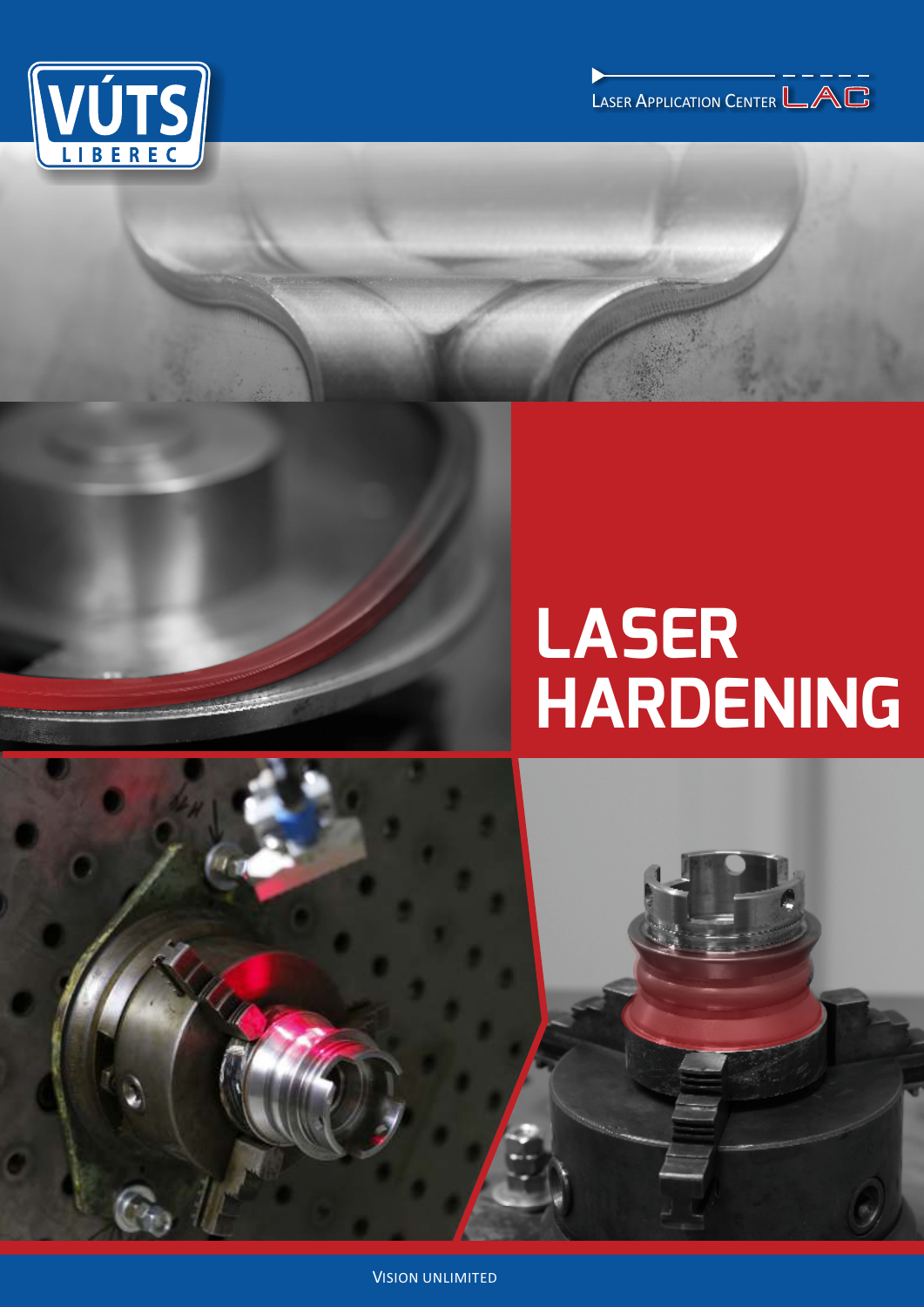VÚTS LIBEREC

Laser Application Center LAC

# LASER HARDENING

Vision unlimited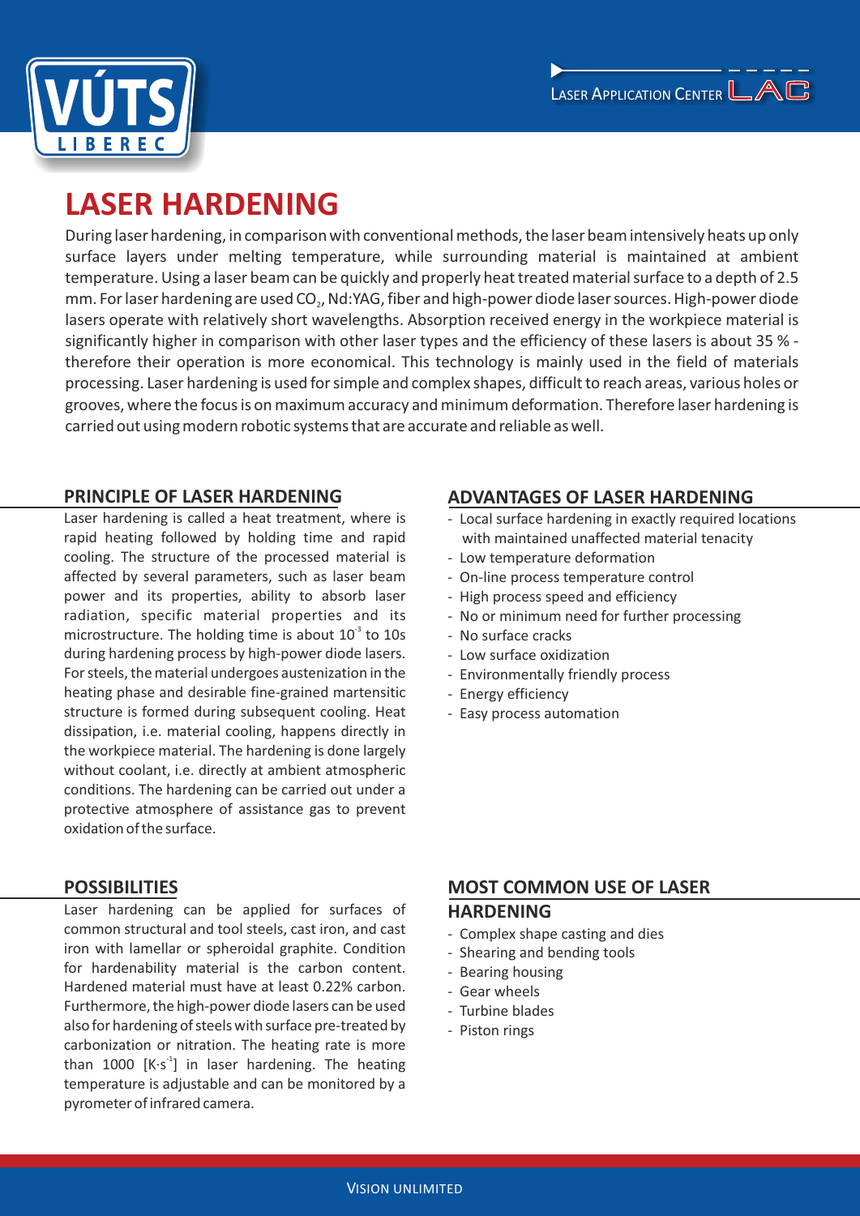# LASER HARDENING

During laser hardening, in comparison with conventional methods, the laser beam intensively heats up only surface layers under melting temperature, while surrounding material is maintained at ambient temperature. Using a laser beam can be quickly and properly heat treated material surface to a depth of 2.5 mm. For laser hardening are used $CO_2$, Nd:YAG, fiber and high-power diode laser sources. High-power diode lasers operate with relatively short wavelengths. Absorption received energy in the workpiece material is significantly higher in comparison with other laser types and the efficiency of these lasers is about 35 % - therefore their operation is more economical. This technology is mainly used in the field of materials processing. Laser hardening is used for simple and complex shapes, difficult to reach areas, various holes or grooves, where the focus is on maximum accuracy and minimum deformation. Therefore laser hardening is carried out using modern robotic systems that are accurate and reliable as well.

## PRINCIPLE OF LASER HARDENING

Laser hardening is called a heat treatment, where is rapid heating followed by holding time and rapid cooling. The structure of the processed material is affected by several parameters, such as laser beam power and its properties, ability to absorb laser radiation, specific material properties and its microstructure. The holding time is about $10^{-3}$ to 10s during hardening process by high-power diode lasers. For steels, the material undergoes austenization in the heating phase and desirable fine-grained martensitic structure is formed during subsequent cooling. Heat dissipation, i.e. material cooling, happens directly in the workpiece material. The hardening is done largely without coolant, i.e. directly at ambient atmospheric conditions. The hardening can be carried out under a protective atmosphere of assistance gas to prevent oxidation of the surface.

## ADVANTAGES OF LASER HARDENING

- Local surface hardening in exactly required locations with maintained unaffected material tenacity
- Low temperature deformation
- On-line process temperature control
- High process speed and efficiency
- No or minimum need for further processing
- No surface cracks
- Low surface oxidization
- Environmentally friendly process
- Energy efficiency
- Easy process automation

## POSSIBILITIES

Laser hardening can be applied for surfaces of common structural and tool steels, cast iron, and cast iron with lamellar or spheroidal graphite. Condition for hardenability material is the carbon content. Hardened material must have at least 0.22% carbon. Furthermore, the high-power diode lasers can be used also for hardening of steels with surface pre-treated by carbonization or nitration. The heating rate is more than 1000 $[K \cdot s^{-1}]$ in laser hardening. The heating temperature is adjustable and can be monitored by a pyrometer of infrared camera.

## MOST COMMON USE OF LASER HARDENING

- Complex shape casting and dies
- Shearing and bending tools
- Bearing housing
- Gear wheels
- Turbine blades
- Piston rings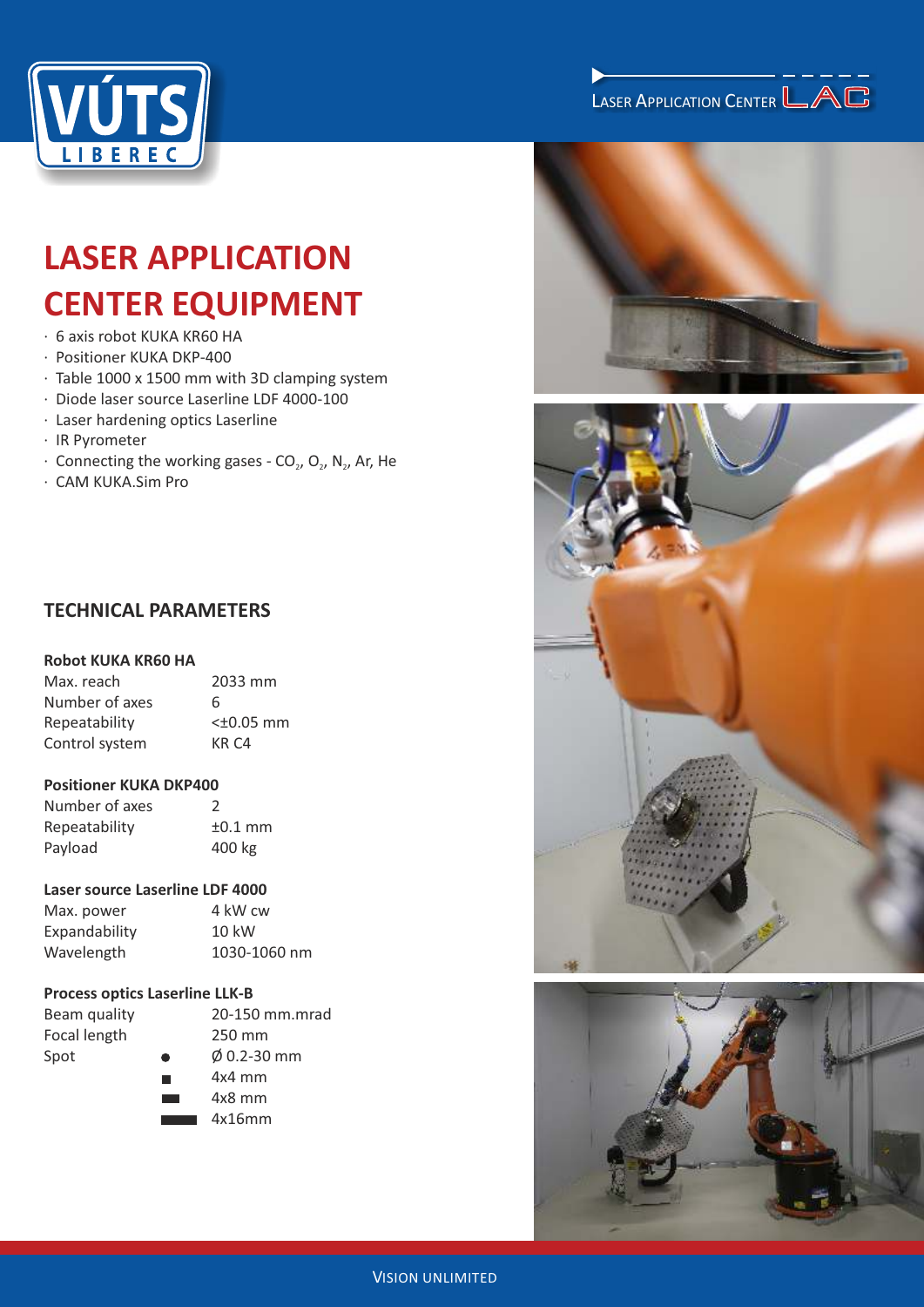VÚTS LIBEREC

LASER APPLICATION CENTER LAC

# LASER APPLICATION CENTER EQUIPMENT

- 6 axis robot KUKA KR60 HA
- Positioner KUKA DKP-400
- Table 1000 x 1500 mm with 3D clamping system
- Diode laser source Laserline LDF 4000-100
- Laser hardening optics Laserline
- IR Pyrometer
- Connecting the working gases - $CO_2$, $O_2$, $N_2$, Ar, He
- CAM KUKA.Sim Pro

## TECHNICAL PARAMETERS

### Robot KUKA KR60 HA

| | |
|---|---|
| Max. reach | 2033 mm |
| Number of axes | 6 |
| Repeatability | <±0.05 mm |
| Control system | KR C4 |

### Positioner KUKA DKP400

| | |
|---|---|
| Number of axes | 2 |
| Repeatability | ±0.1 mm |
| Payload | 400 kg |

### Laser source Laserline LDF 4000

| | |
|---|---|
| Max. power | 4 kW cw |
| Expandability | 10 kW |
| Wavelength | 1030-1060 nm |

### Process optics Laserline LLK-B

| | |
|---|---|
| Beam quality | 20-150 mm.mrad |
| Focal length | 250 mm |
| Spot | ● Ø 0.2-30 mm |
| | ■ 4x4 mm |
| | ▬ 4x8 mm |
| | ▬ 4x16mm |

VISION UNLIMITED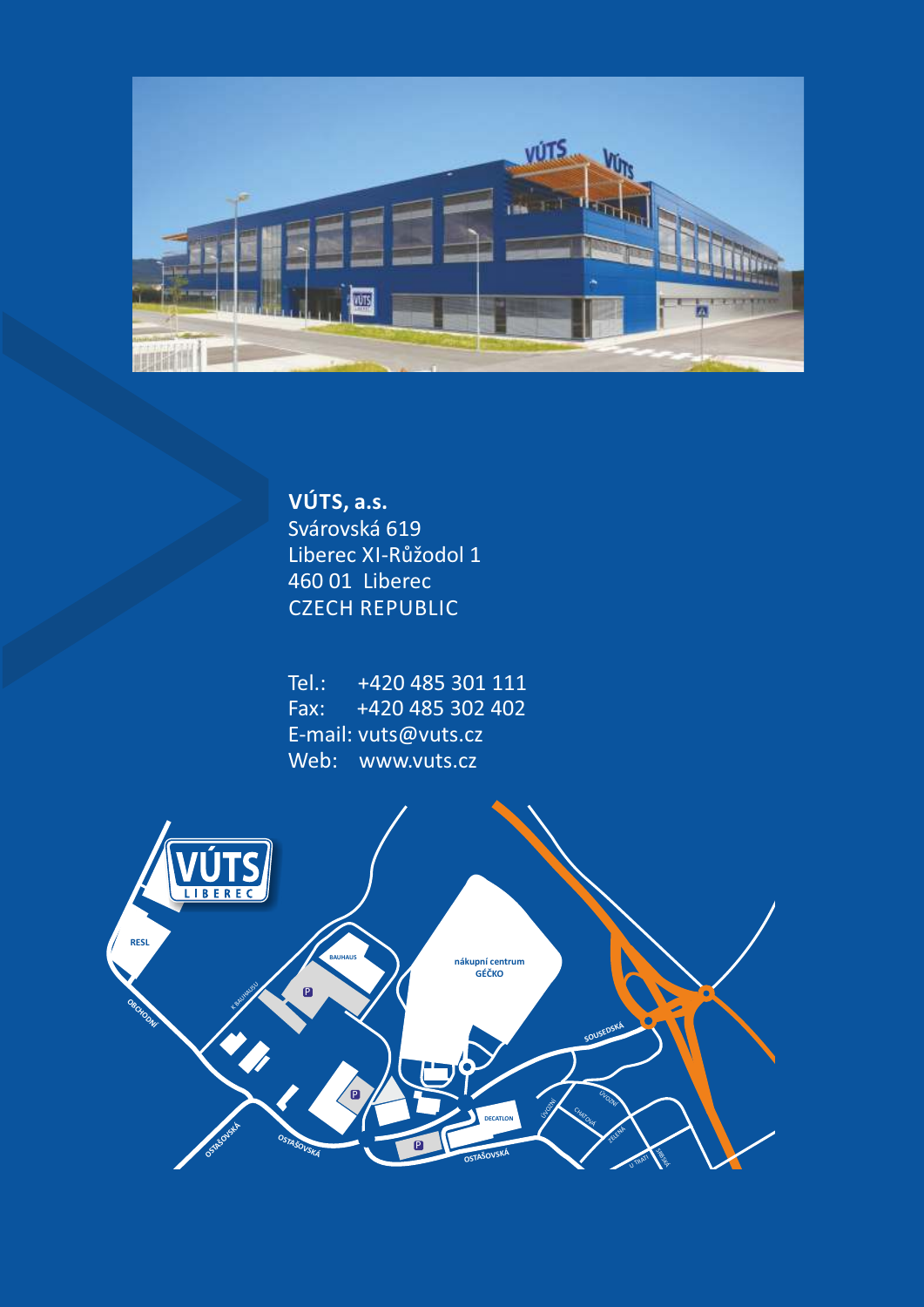**VÚTS, a.s.**
Svárovská 619
Liberec XI-Růžodol 1
460 01 Liberec
CZECH REPUBLIC

Tel.: +420 485 301 111
Fax: +420 485 302 402
E-mail: vuts@vuts.cz
Web: www.vuts.cz